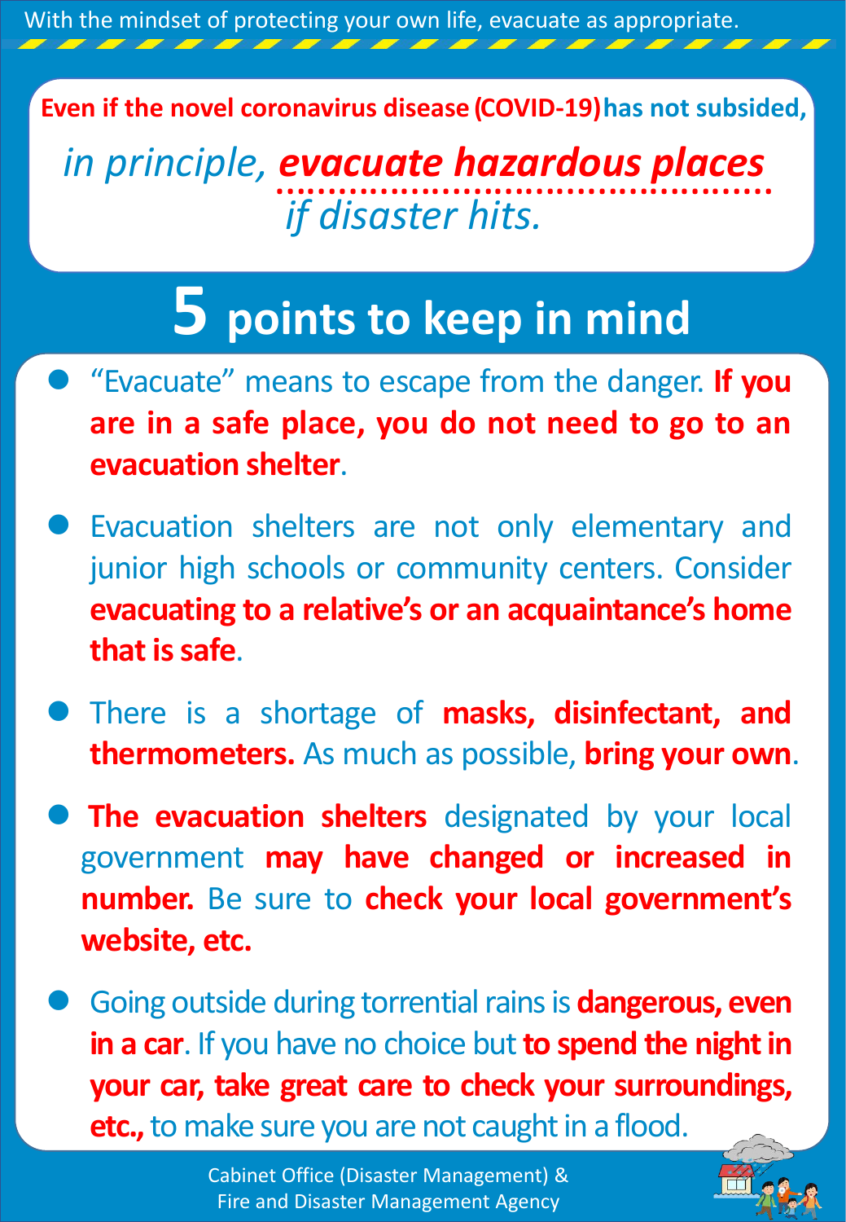With the mindset of protecting your own life, evacuate as appropriate.

**Even if the novel coronavirus disease (COVID-19) has not subsided,**

*in principle,* ***evacuate hazardous places*** *if disaster hits.*

# 5 points to keep in mind

- “Evacuate” means to escape from the danger. **If you are in a safe place, you do not need to go to an evacuation shelter**.
- Evacuation shelters are not only elementary and junior high schools or community centers. Consider **evacuating to a relative’s or an acquaintance’s home that is safe**.
- There is a shortage of **masks, disinfectant, and thermometers.** As much as possible, **bring your own**.
- **The evacuation shelters** designated by your local government **may have changed or increased in number.** Be sure to **check your local government’s website, etc.**
- Going outside during torrential rains is **dangerous, even in a car**. If you have no choice but **to spend the night in your car, take great care to check your surroundings, etc.,** to make sure you are not caught in a flood.

Cabinet Office (Disaster Management) & Fire and Disaster Management Agency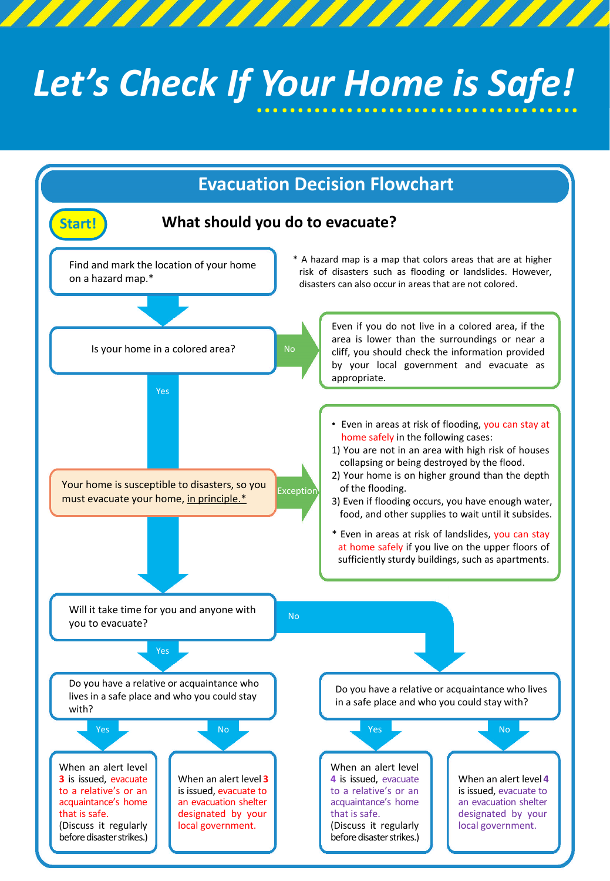# Let's Check If Your Home is Safe!

## Evacuation Decision Flowchart

**Start!**

### What should you do to evacuate?

Find and mark the location of your home on a hazard map.*

\* A hazard map is a map that colors areas that are at higher risk of disasters such as flooding or landslides. However, disasters can also occur in areas that are not colored.

Is your home in a colored area?

No

Even if you do not live in a colored area, if the area is lower than the surroundings or near a cliff, you should check the information provided by your local government and evacuate as appropriate.

Yes

Your home is susceptible to disasters, so you must evacuate your home, in principle.*

Exception

- Even in areas at risk of flooding, you can stay at home safely in the following cases:
  1) You are not in an area with high risk of houses collapsing or being destroyed by the flood.
  2) Your home is on higher ground than the depth of the flooding.
  3) Even if flooding occurs, you have enough water, food, and other supplies to wait until it subsides.

\* Even in areas at risk of landslides, you can stay at home safely if you live on the upper floors of sufficiently sturdy buildings, such as apartments.

Will it take time for you and anyone with you to evacuate?

Yes

Do you have a relative or acquaintance who lives in a safe place and who you could stay with?

- Yes: When an alert level 3 is issued, evacuate to a relative's or an acquaintance's home that is safe. (Discuss it regularly before disaster strikes.)
- No: When an alert level 3 is issued, evacuate to an evacuation shelter designated by your local government.

No

Do you have a relative or acquaintance who lives in a safe place and who you could stay with?

- Yes: When an alert level 4 is issued, evacuate to a relative's or acquaintance's home that is safe. (Discuss it regularly before disaster strikes.)
- No: When an alert level 4 is issued, evacuate to an evacuation shelter designated by your local government.